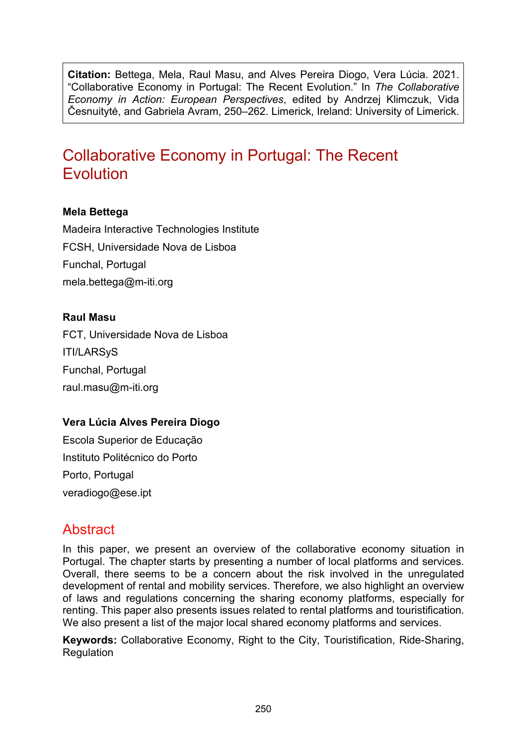**Citation:** Bettega, Mela, Raul Masu, and Alves Pereira Diogo, Vera Lúcia. 2021. "Collaborative Economy in Portugal: The Recent Evolution." In *The Collaborative Economy in Action: European Perspectives*, edited by Andrzej Klimczuk, Vida Česnuitytė, and Gabriela Avram, 250–262. Limerick, Ireland: University of Limerick.

# Collaborative Economy in Portugal: The Recent Evolution

**Mela Bettega**

Madeira Interactive Technologies Institute

FCSH, Universidade Nova de Lisboa

Funchal, Portugal

mela.bettega@m-iti.org

**Raul Masu**

FCT, Universidade Nova de Lisboa

ITI/LARSyS

Funchal, Portugal

raul.masu@m-iti.org

**Vera Lúcia Alves Pereira Diogo**

Escola Superior de Educação

Instituto Politécnico do Porto

Porto, Portugal

veradiogo@ese.ipt

## Abstract

In this paper, we present an overview of the collaborative economy situation in Portugal. The chapter starts by presenting a number of local platforms and services. Overall, there seems to be a concern about the risk involved in the unregulated development of rental and mobility services. Therefore, we also highlight an overview of laws and regulations concerning the sharing economy platforms, especially for renting. This paper also presents issues related to rental platforms and touristification. We also present a list of the major local shared economy platforms and services.

**Keywords:** Collaborative Economy, Right to the City, Touristification, Ride-Sharing, Regulation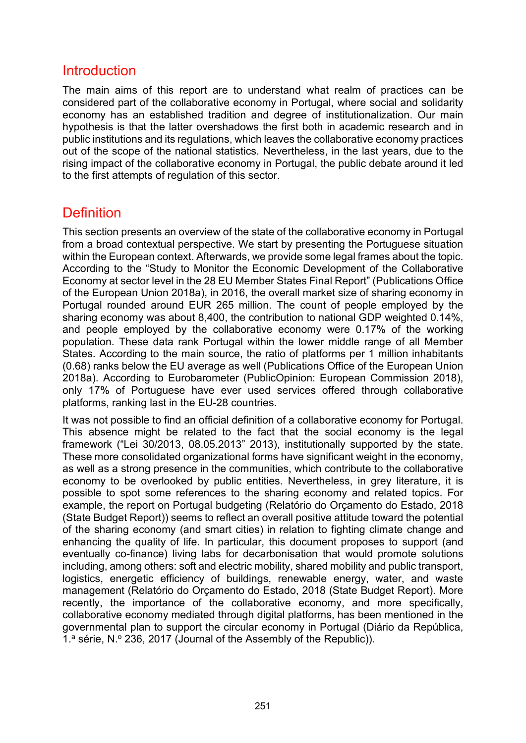## Introduction

The main aims of this report are to understand what realm of practices can be considered part of the collaborative economy in Portugal, where social and solidarity economy has an established tradition and degree of institutionalization. Our main hypothesis is that the latter overshadows the first both in academic research and in public institutions and its regulations, which leaves the collaborative economy practices out of the scope of the national statistics. Nevertheless, in the last years, due to the rising impact of the collaborative economy in Portugal, the public debate around it led to the first attempts of regulation of this sector.

## Definition

This section presents an overview of the state of the collaborative economy in Portugal from a broad contextual perspective. We start by presenting the Portuguese situation within the European context. Afterwards, we provide some legal frames about the topic. According to the "Study to Monitor the Economic Development of the Collaborative Economy at sector level in the 28 EU Member States Final Report" (Publications Office of the European Union 2018a), in 2016, the overall market size of sharing economy in Portugal rounded around EUR 265 million. The count of people employed by the sharing economy was about 8,400, the contribution to national GDP weighted 0.14%, and people employed by the collaborative economy were 0.17% of the working population. These data rank Portugal within the lower middle range of all Member States. According to the main source, the ratio of platforms per 1 million inhabitants (0.68) ranks below the EU average as well (Publications Office of the European Union 2018a). According to Eurobarometer (PublicOpinion: European Commission 2018), only 17% of Portuguese have ever used services offered through collaborative platforms, ranking last in the EU-28 countries.

It was not possible to find an official definition of a collaborative economy for Portugal. This absence might be related to the fact that the social economy is the legal framework ("Lei 30/2013, 08.05.2013" 2013), institutionally supported by the state. These more consolidated organizational forms have significant weight in the economy, as well as a strong presence in the communities, which contribute to the collaborative economy to be overlooked by public entities. Nevertheless, in grey literature, it is possible to spot some references to the sharing economy and related topics. For example, the report on Portugal budgeting (Relatório do Orçamento do Estado, 2018 (State Budget Report)) seems to reflect an overall positive attitude toward the potential of the sharing economy (and smart cities) in relation to fighting climate change and enhancing the quality of life. In particular, this document proposes to support (and eventually co-finance) living labs for decarbonisation that would promote solutions including, among others: soft and electric mobility, shared mobility and public transport, logistics, energetic efficiency of buildings, renewable energy, water, and waste management (Relatório do Orçamento do Estado, 2018 (State Budget Report). More recently, the importance of the collaborative economy, and more specifically, collaborative economy mediated through digital platforms, has been mentioned in the governmental plan to support the circular economy in Portugal (Diário da República, 1.ª série, N.º 236, 2017 (Journal of the Assembly of the Republic)).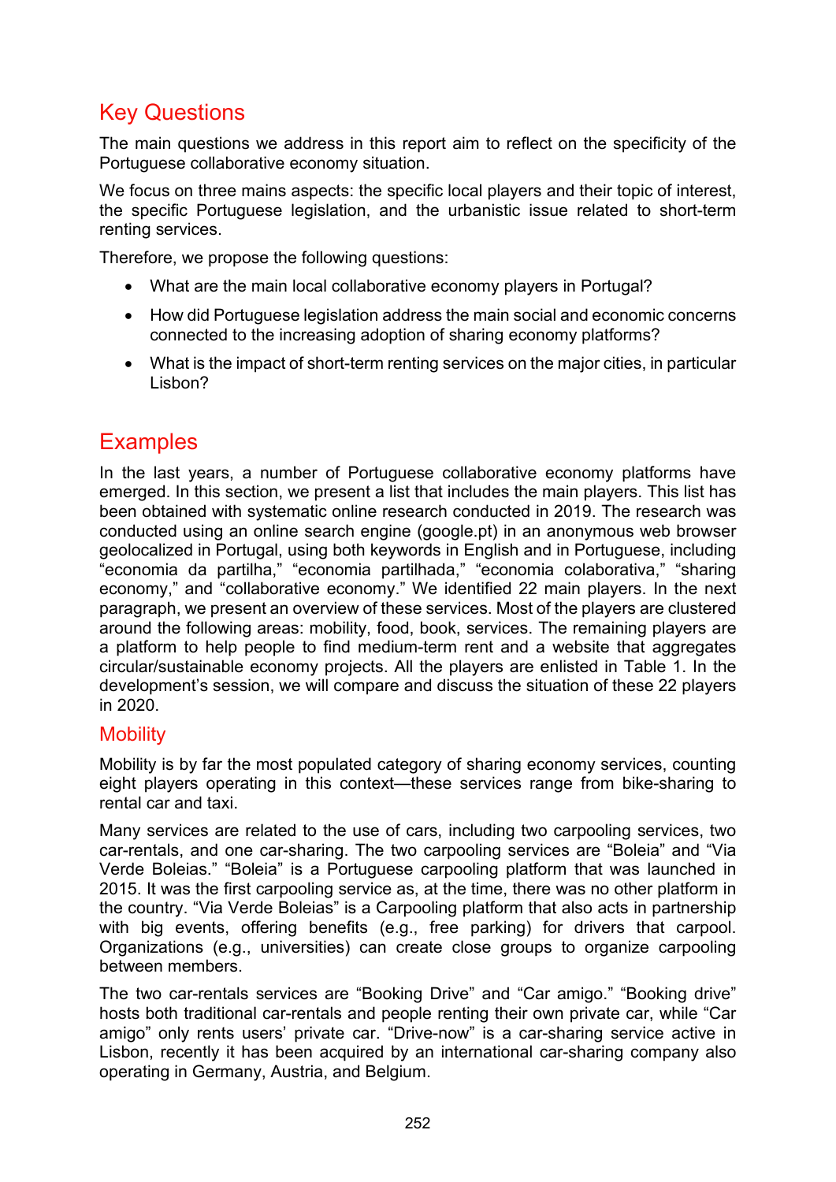## Key Questions

The main questions we address in this report aim to reflect on the specificity of the Portuguese collaborative economy situation.

We focus on three mains aspects: the specific local players and their topic of interest, the specific Portuguese legislation, and the urbanistic issue related to short-term renting services.

Therefore, we propose the following questions:

- What are the main local collaborative economy players in Portugal?
- How did Portuguese legislation address the main social and economic concerns connected to the increasing adoption of sharing economy platforms?
- What is the impact of short-term renting services on the major cities, in particular Lisbon?

## Examples

In the last years, a number of Portuguese collaborative economy platforms have emerged. In this section, we present a list that includes the main players. This list has been obtained with systematic online research conducted in 2019. The research was conducted using an online search engine (google.pt) in an anonymous web browser geolocalized in Portugal, using both keywords in English and in Portuguese, including "economia da partilha," "economia partilhada," "economia colaborativa," "sharing economy," and "collaborative economy." We identified 22 main players. In the next paragraph, we present an overview of these services. Most of the players are clustered around the following areas: mobility, food, book, services. The remaining players are a platform to help people to find medium-term rent and a website that aggregates circular/sustainable economy projects. All the players are enlisted in Table 1. In the development's session, we will compare and discuss the situation of these 22 players in 2020.

### Mobility

Mobility is by far the most populated category of sharing economy services, counting eight players operating in this context—these services range from bike-sharing to rental car and taxi.

Many services are related to the use of cars, including two carpooling services, two car-rentals, and one car-sharing. The two carpooling services are "Boleia" and "Via Verde Boleias." "Boleia" is a Portuguese carpooling platform that was launched in 2015. It was the first carpooling service as, at the time, there was no other platform in the country. "Via Verde Boleias" is a Carpooling platform that also acts in partnership with big events, offering benefits (e.g., free parking) for drivers that carpool. Organizations (e.g., universities) can create close groups to organize carpooling between members.

The two car-rentals services are "Booking Drive" and "Car amigo." "Booking drive" hosts both traditional car-rentals and people renting their own private car, while "Car amigo" only rents users' private car. "Drive-now" is a car-sharing service active in Lisbon, recently it has been acquired by an international car-sharing company also operating in Germany, Austria, and Belgium.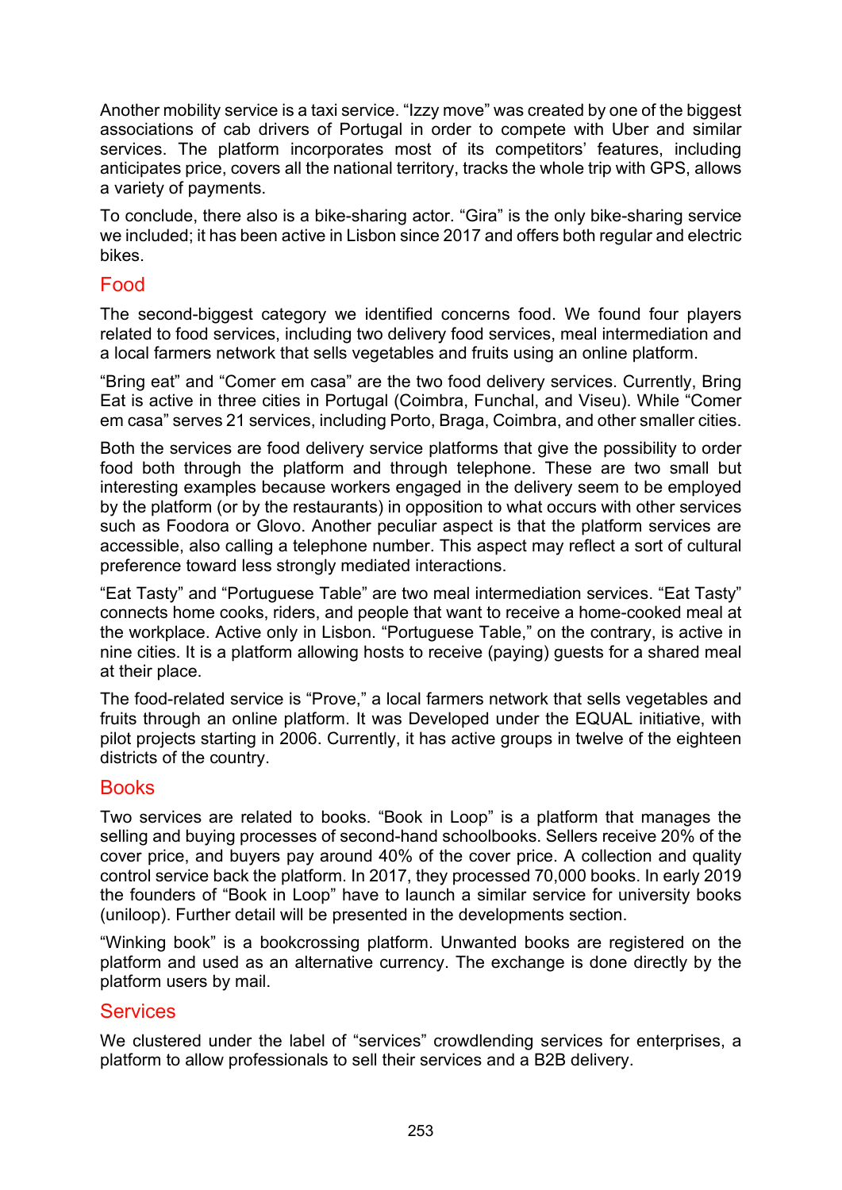Another mobility service is a taxi service. “Izzy move” was created by one of the biggest associations of cab drivers of Portugal in order to compete with Uber and similar services. The platform incorporates most of its competitors’ features, including anticipates price, covers all the national territory, tracks the whole trip with GPS, allows a variety of payments.

To conclude, there also is a bike-sharing actor. “Gira” is the only bike-sharing service we included; it has been active in Lisbon since 2017 and offers both regular and electric bikes.

## Food

The second-biggest category we identified concerns food. We found four players related to food services, including two delivery food services, meal intermediation and a local farmers network that sells vegetables and fruits using an online platform.

“Bring eat” and “Comer em casa” are the two food delivery services. Currently, Bring Eat is active in three cities in Portugal (Coimbra, Funchal, and Viseu). While “Comer em casa” serves 21 services, including Porto, Braga, Coimbra, and other smaller cities.

Both the services are food delivery service platforms that give the possibility to order food both through the platform and through telephone. These are two small but interesting examples because workers engaged in the delivery seem to be employed by the platform (or by the restaurants) in opposition to what occurs with other services such as Foodora or Glovo. Another peculiar aspect is that the platform services are accessible, also calling a telephone number. This aspect may reflect a sort of cultural preference toward less strongly mediated interactions.

“Eat Tasty” and “Portuguese Table” are two meal intermediation services. “Eat Tasty” connects home cooks, riders, and people that want to receive a home-cooked meal at the workplace. Active only in Lisbon. “Portuguese Table,” on the contrary, is active in nine cities. It is a platform allowing hosts to receive (paying) guests for a shared meal at their place.

The food-related service is “Prove,” a local farmers network that sells vegetables and fruits through an online platform. It was Developed under the EQUAL initiative, with pilot projects starting in 2006. Currently, it has active groups in twelve of the eighteen districts of the country.

## Books

Two services are related to books. “Book in Loop” is a platform that manages the selling and buying processes of second-hand schoolbooks. Sellers receive 20% of the cover price, and buyers pay around 40% of the cover price. A collection and quality control service back the platform. In 2017, they processed 70,000 books. In early 2019 the founders of “Book in Loop” have to launch a similar service for university books (uniloop). Further detail will be presented in the developments section.

“Winking book” is a bookcrossing platform. Unwanted books are registered on the platform and used as an alternative currency. The exchange is done directly by the platform users by mail.

## Services

We clustered under the label of “services” crowdlending services for enterprises, a platform to allow professionals to sell their services and a B2B delivery.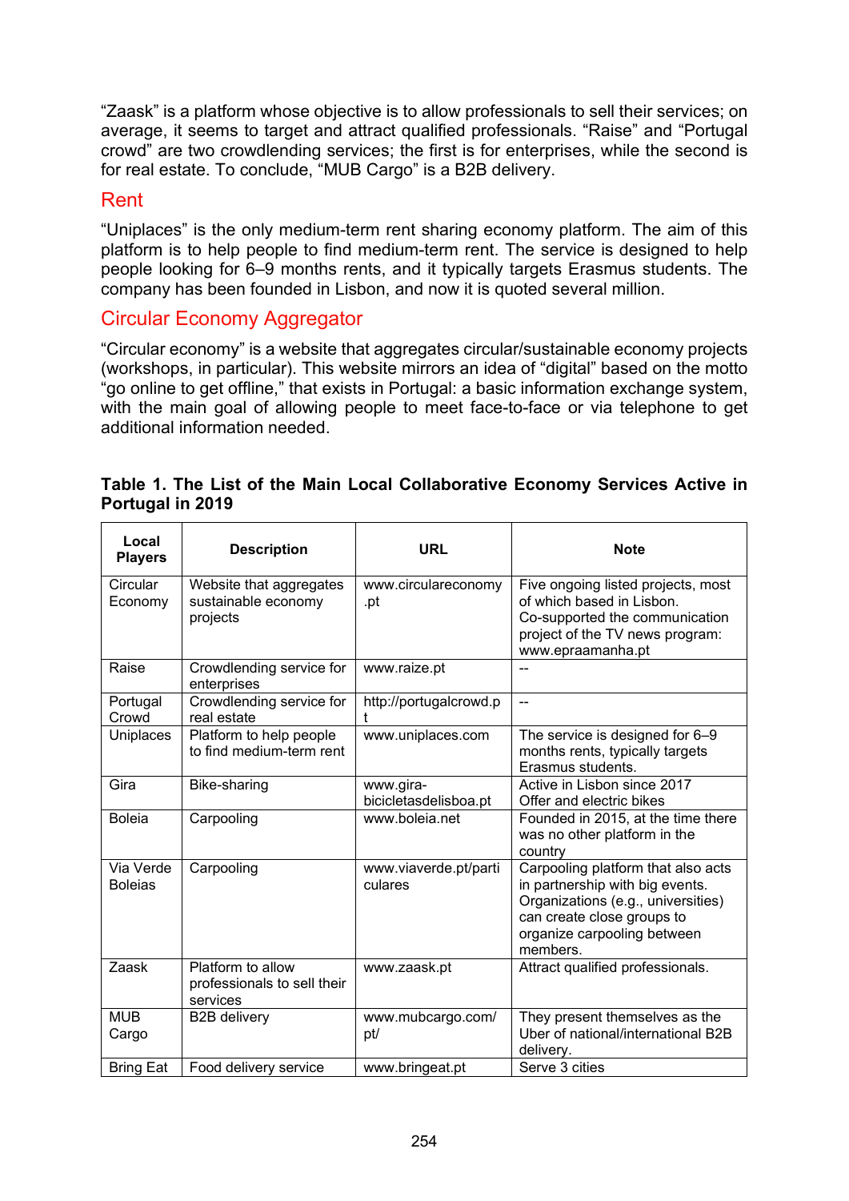"Zaask" is a platform whose objective is to allow professionals to sell their services; on average, it seems to target and attract qualified professionals. "Raise" and "Portugal crowd" are two crowdlending services; the first is for enterprises, while the second is for real estate. To conclude, "MUB Cargo" is a B2B delivery.

## Rent

"Uniplaces" is the only medium-term rent sharing economy platform. The aim of this platform is to help people to find medium-term rent. The service is designed to help people looking for 6–9 months rents, and it typically targets Erasmus students. The company has been founded in Lisbon, and now it is quoted several million.

## Circular Economy Aggregator

"Circular economy" is a website that aggregates circular/sustainable economy projects (workshops, in particular). This website mirrors an idea of "digital" based on the motto "go online to get offline," that exists in Portugal: a basic information exchange system, with the main goal of allowing people to meet face-to-face or via telephone to get additional information needed.

**Table 1. The List of the Main Local Collaborative Economy Services Active in Portugal in 2019**

| Local Players | Description | URL | Note |
|---|---|---|---|
| Circular Economy | Website that aggregates sustainable economy projects | www.circulareconomy.pt | Five ongoing listed projects, most of which based in Lisbon. Co-supported the communication project of the TV news program: www.epraamanha.pt |
| Raise | Crowdlending service for enterprises | www.raize.pt | -- |
| Portugal Crowd | Crowdlending service for real estate | http://portugalcrowd.pt | -- |
| Uniplaces | Platform to help people to find medium-term rent | www.uniplaces.com | The service is designed for 6–9 months rents, typically targets Erasmus students. |
| Gira | Bike-sharing | www.gira-bicicletasdelisboa.pt | Active in Lisbon since 2017 Offer and electric bikes |
| Boleia | Carpooling | www.boleia.net | Founded in 2015, at the time there was no other platform in the country |
| Via Verde Boleias | Carpooling | www.viaverde.pt/particulares | Carpooling platform that also acts in partnership with big events. Organizations (e.g., universities) can create close groups to organize carpooling between members. |
| Zaask | Platform to allow professionals to sell their services | www.zaask.pt | Attract qualified professionals. |
| MUB Cargo | B2B delivery | www.mubcargo.com/pt/ | They present themselves as the Uber of national/international B2B delivery. |
| Bring Eat | Food delivery service | www.bringeat.pt | Serve 3 cities |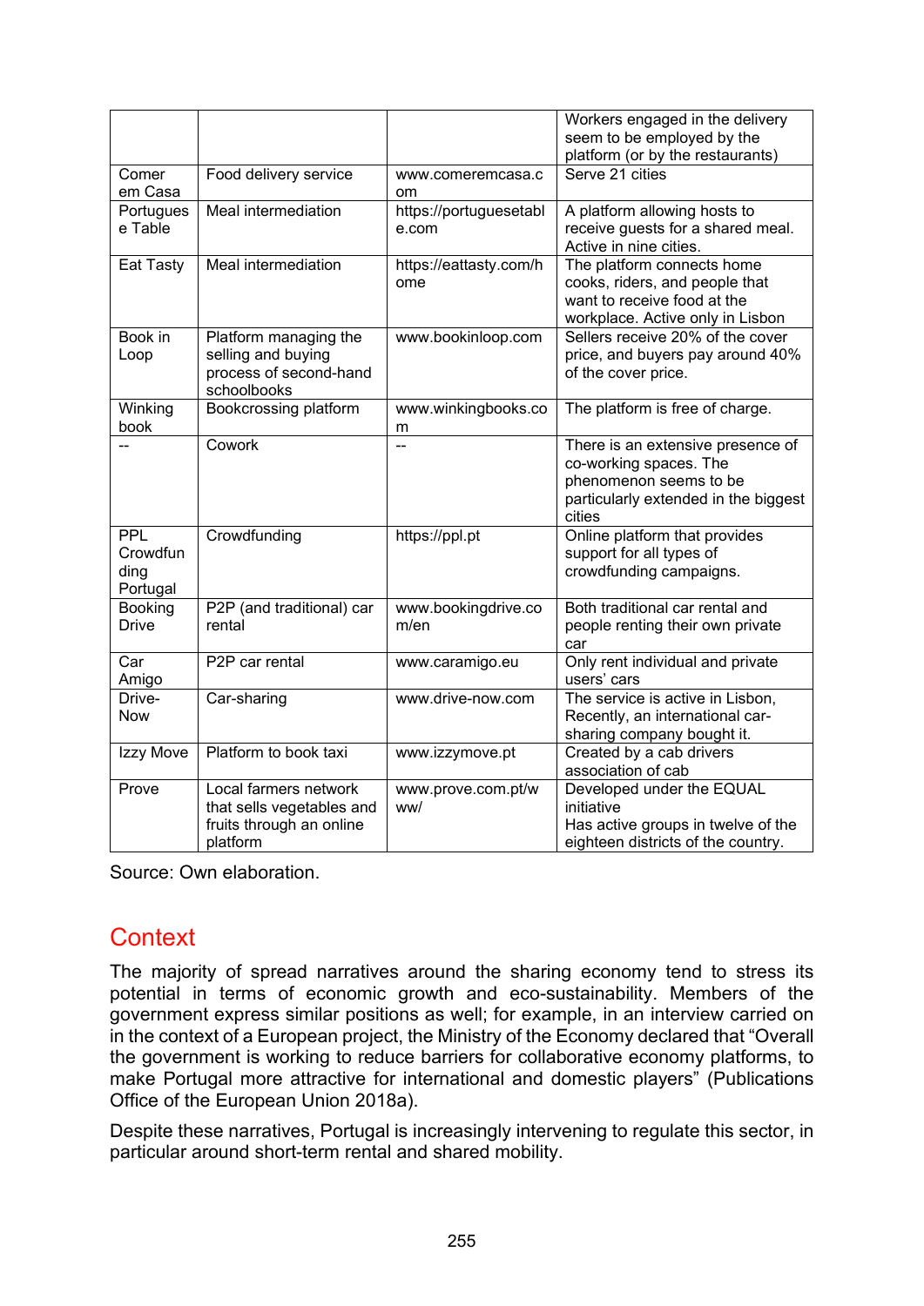| | | | |
|---|---|---|---|
| | | | Workers engaged in the delivery seem to be employed by the platform (or by the restaurants) |
| Comer em Casa | Food delivery service | www.comeremcasa.com | Serve 21 cities |
| Portuguese Table | Meal intermediation | https://portuguesetable.com | A platform allowing hosts to receive guests for a shared meal. Active in nine cities. |
| Eat Tasty | Meal intermediation | https://eattasty.com/home | The platform connects home cooks, riders, and people that want to receive food at the workplace. Active only in Lisbon |
| Book in Loop | Platform managing the selling and buying process of second-hand schoolbooks | www.bookinloop.com | Sellers receive 20% of the cover price, and buyers pay around 40% of the cover price. |
| Winking book | Bookcrossing platform | www.winkingbooks.com | The platform is free of charge. |
| -- | Cowork | -- | There is an extensive presence of co-working spaces. The phenomenon seems to be particularly extended in the biggest cities |
| PPL Crowdfunding Portugal | Crowdfunding | https://ppl.pt | Online platform that provides support for all types of crowdfunding campaigns. |
| Booking Drive | P2P (and traditional) car rental | www.bookingdrive.com/en | Both traditional car rental and people renting their own private car |
| Car Amigo | P2P car rental | www.caramigo.eu | Only rent individual and private users' cars |
| Drive-Now | Car-sharing | www.drive-now.com | The service is active in Lisbon, Recently, an international car-sharing company bought it. |
| Izzy Move | Platform to book taxi | www.izzymove.pt | Created by a cab drivers association of cab |
| Prove | Local farmers network that sells vegetables and fruits through an online platform | www.prove.com.pt/www/ | Developed under the EQUAL initiative<br>Has active groups in twelve of the eighteen districts of the country. |

Source: Own elaboration.

## Context

The majority of spread narratives around the sharing economy tend to stress its potential in terms of economic growth and eco-sustainability. Members of the government express similar positions as well; for example, in an interview carried on in the context of a European project, the Ministry of the Economy declared that "Overall the government is working to reduce barriers for collaborative economy platforms, to make Portugal more attractive for international and domestic players" (Publications Office of the European Union 2018a).

Despite these narratives, Portugal is increasingly intervening to regulate this sector, in particular around short-term rental and shared mobility.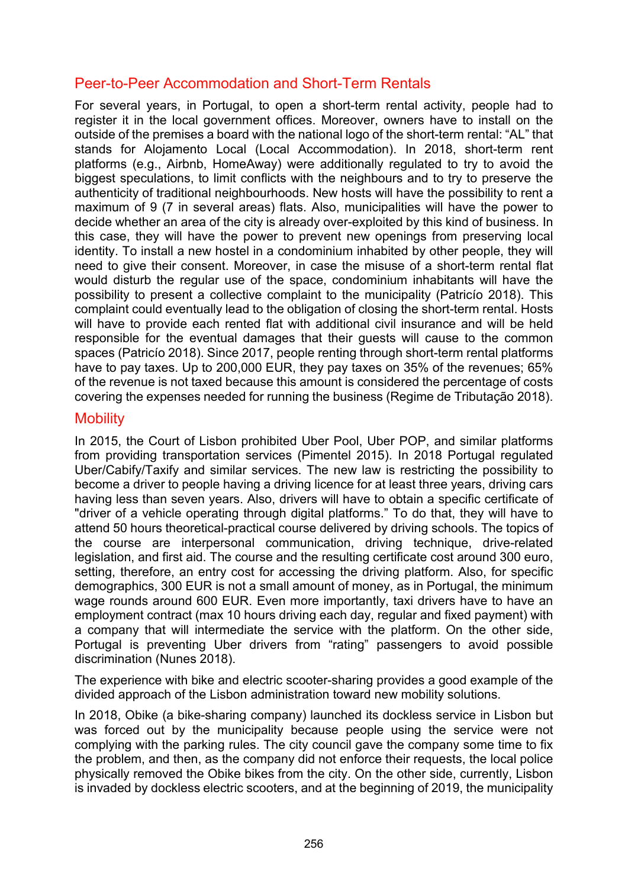## Peer-to-Peer Accommodation and Short-Term Rentals

For several years, in Portugal, to open a short-term rental activity, people had to register it in the local government offices. Moreover, owners have to install on the outside of the premises a board with the national logo of the short-term rental: "AL" that stands for Alojamento Local (Local Accommodation). In 2018, short-term rent platforms (e.g., Airbnb, HomeAway) were additionally regulated to try to avoid the biggest speculations, to limit conflicts with the neighbours and to try to preserve the authenticity of traditional neighbourhoods. New hosts will have the possibility to rent a maximum of 9 (7 in several areas) flats. Also, municipalities will have the power to decide whether an area of the city is already over-exploited by this kind of business. In this case, they will have the power to prevent new openings from preserving local identity. To install a new hostel in a condominium inhabited by other people, they will need to give their consent. Moreover, in case the misuse of a short-term rental flat would disturb the regular use of the space, condominium inhabitants will have the possibility to present a collective complaint to the municipality (Patricío 2018). This complaint could eventually lead to the obligation of closing the short-term rental. Hosts will have to provide each rented flat with additional civil insurance and will be held responsible for the eventual damages that their guests will cause to the common spaces (Patricío 2018). Since 2017, people renting through short-term rental platforms have to pay taxes. Up to 200,000 EUR, they pay taxes on 35% of the revenues; 65% of the revenue is not taxed because this amount is considered the percentage of costs covering the expenses needed for running the business (Regime de Tributação 2018).

## Mobility

In 2015, the Court of Lisbon prohibited Uber Pool, Uber POP, and similar platforms from providing transportation services (Pimentel 2015). In 2018 Portugal regulated Uber/Cabify/Taxify and similar services. The new law is restricting the possibility to become a driver to people having a driving licence for at least three years, driving cars having less than seven years. Also, drivers will have to obtain a specific certificate of "driver of a vehicle operating through digital platforms." To do that, they will have to attend 50 hours theoretical-practical course delivered by driving schools. The topics of the course are interpersonal communication, driving technique, drive-related legislation, and first aid. The course and the resulting certificate cost around 300 euro, setting, therefore, an entry cost for accessing the driving platform. Also, for specific demographics, 300 EUR is not a small amount of money, as in Portugal, the minimum wage rounds around 600 EUR. Even more importantly, taxi drivers have to have an employment contract (max 10 hours driving each day, regular and fixed payment) with a company that will intermediate the service with the platform. On the other side, Portugal is preventing Uber drivers from "rating" passengers to avoid possible discrimination (Nunes 2018).

The experience with bike and electric scooter-sharing provides a good example of the divided approach of the Lisbon administration toward new mobility solutions.

In 2018, Obike (a bike-sharing company) launched its dockless service in Lisbon but was forced out by the municipality because people using the service were not complying with the parking rules. The city council gave the company some time to fix the problem, and then, as the company did not enforce their requests, the local police physically removed the Obike bikes from the city. On the other side, currently, Lisbon is invaded by dockless electric scooters, and at the beginning of 2019, the municipality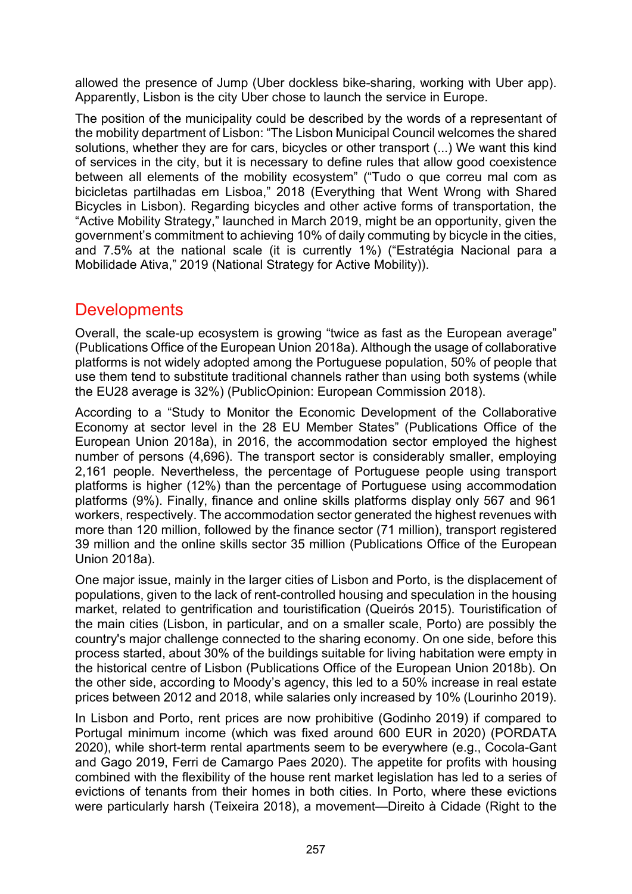allowed the presence of Jump (Uber dockless bike-sharing, working with Uber app). Apparently, Lisbon is the city Uber chose to launch the service in Europe.

The position of the municipality could be described by the words of a representant of the mobility department of Lisbon: "The Lisbon Municipal Council welcomes the shared solutions, whether they are for cars, bicycles or other transport (...) We want this kind of services in the city, but it is necessary to define rules that allow good coexistence between all elements of the mobility ecosystem" ("Tudo o que correu mal com as bicicletas partilhadas em Lisboa," 2018 (Everything that Went Wrong with Shared Bicycles in Lisbon). Regarding bicycles and other active forms of transportation, the "Active Mobility Strategy," launched in March 2019, might be an opportunity, given the government's commitment to achieving 10% of daily commuting by bicycle in the cities, and 7.5% at the national scale (it is currently 1%) ("Estratégia Nacional para a Mobilidade Ativa," 2019 (National Strategy for Active Mobility)).

## Developments

Overall, the scale-up ecosystem is growing "twice as fast as the European average" (Publications Office of the European Union 2018a). Although the usage of collaborative platforms is not widely adopted among the Portuguese population, 50% of people that use them tend to substitute traditional channels rather than using both systems (while the EU28 average is 32%) (PublicOpinion: European Commission 2018).

According to a "Study to Monitor the Economic Development of the Collaborative Economy at sector level in the 28 EU Member States" (Publications Office of the European Union 2018a), in 2016, the accommodation sector employed the highest number of persons (4,696). The transport sector is considerably smaller, employing 2,161 people. Nevertheless, the percentage of Portuguese people using transport platforms is higher (12%) than the percentage of Portuguese using accommodation platforms (9%). Finally, finance and online skills platforms display only 567 and 961 workers, respectively. The accommodation sector generated the highest revenues with more than 120 million, followed by the finance sector (71 million), transport registered 39 million and the online skills sector 35 million (Publications Office of the European Union 2018a).

One major issue, mainly in the larger cities of Lisbon and Porto, is the displacement of populations, given to the lack of rent-controlled housing and speculation in the housing market, related to gentrification and touristification (Queirós 2015). Touristification of the main cities (Lisbon, in particular, and on a smaller scale, Porto) are possibly the country's major challenge connected to the sharing economy. On one side, before this process started, about 30% of the buildings suitable for living habitation were empty in the historical centre of Lisbon (Publications Office of the European Union 2018b). On the other side, according to Moody's agency, this led to a 50% increase in real estate prices between 2012 and 2018, while salaries only increased by 10% (Lourinho 2019).

In Lisbon and Porto, rent prices are now prohibitive (Godinho 2019) if compared to Portugal minimum income (which was fixed around 600 EUR in 2020) (PORDATA 2020), while short-term rental apartments seem to be everywhere (e.g., Cocola-Gant and Gago 2019, Ferri de Camargo Paes 2020). The appetite for profits with housing combined with the flexibility of the house rent market legislation has led to a series of evictions of tenants from their homes in both cities. In Porto, where these evictions were particularly harsh (Teixeira 2018), a movement—Direito à Cidade (Right to the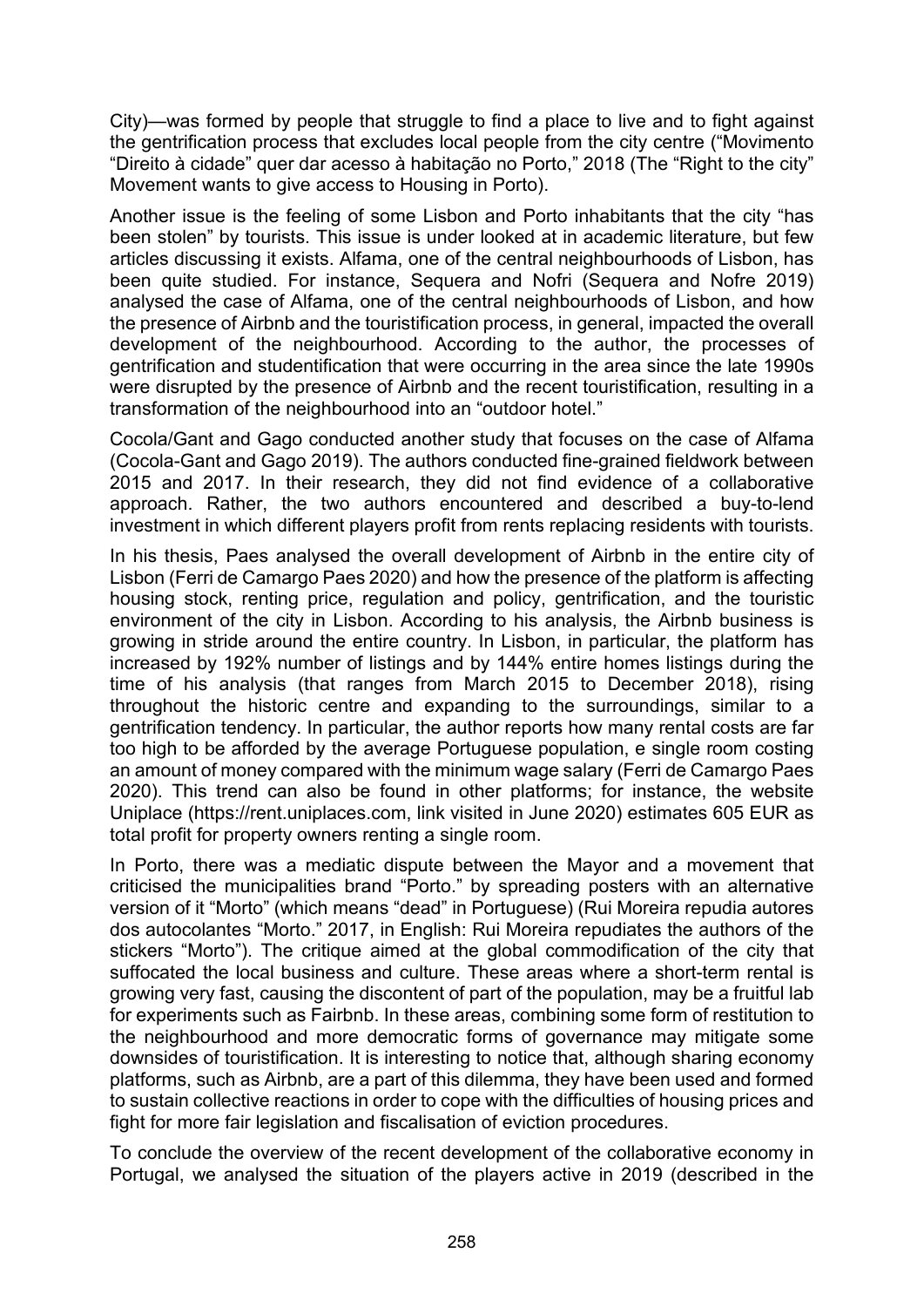City)—was formed by people that struggle to find a place to live and to fight against the gentrification process that excludes local people from the city centre ("Movimento "Direito à cidade" quer dar acesso à habitação no Porto," 2018 (The "Right to the city" Movement wants to give access to Housing in Porto).

Another issue is the feeling of some Lisbon and Porto inhabitants that the city "has been stolen" by tourists. This issue is under looked at in academic literature, but few articles discussing it exists. Alfama, one of the central neighbourhoods of Lisbon, has been quite studied. For instance, Sequera and Nofri (Sequera and Nofre 2019) analysed the case of Alfama, one of the central neighbourhoods of Lisbon, and how the presence of Airbnb and the touristification process, in general, impacted the overall development of the neighbourhood. According to the author, the processes of gentrification and studentification that were occurring in the area since the late 1990s were disrupted by the presence of Airbnb and the recent touristification, resulting in a transformation of the neighbourhood into an "outdoor hotel."

Cocola/Gant and Gago conducted another study that focuses on the case of Alfama (Cocola-Gant and Gago 2019). The authors conducted fine-grained fieldwork between 2015 and 2017. In their research, they did not find evidence of a collaborative approach. Rather, the two authors encountered and described a buy-to-lend investment in which different players profit from rents replacing residents with tourists.

In his thesis, Paes analysed the overall development of Airbnb in the entire city of Lisbon (Ferri de Camargo Paes 2020) and how the presence of the platform is affecting housing stock, renting price, regulation and policy, gentrification, and the touristic environment of the city in Lisbon. According to his analysis, the Airbnb business is growing in stride around the entire country. In Lisbon, in particular, the platform has increased by 192% number of listings and by 144% entire homes listings during the time of his analysis (that ranges from March 2015 to December 2018), rising throughout the historic centre and expanding to the surroundings, similar to a gentrification tendency. In particular, the author reports how many rental costs are far too high to be afforded by the average Portuguese population, e single room costing an amount of money compared with the minimum wage salary (Ferri de Camargo Paes 2020). This trend can also be found in other platforms; for instance, the website Uniplace (https://rent.uniplaces.com, link visited in June 2020) estimates 605 EUR as total profit for property owners renting a single room.

In Porto, there was a mediatic dispute between the Mayor and a movement that criticised the municipalities brand "Porto." by spreading posters with an alternative version of it "Morto" (which means "dead" in Portuguese) (Rui Moreira repudia autores dos autocolantes "Morto." 2017, in English: Rui Moreira repudiates the authors of the stickers "Morto"). The critique aimed at the global commodification of the city that suffocated the local business and culture. These areas where a short-term rental is growing very fast, causing the discontent of part of the population, may be a fruitful lab for experiments such as Fairbnb. In these areas, combining some form of restitution to the neighbourhood and more democratic forms of governance may mitigate some downsides of touristification. It is interesting to notice that, although sharing economy platforms, such as Airbnb, are a part of this dilemma, they have been used and formed to sustain collective reactions in order to cope with the difficulties of housing prices and fight for more fair legislation and fiscalisation of eviction procedures.

To conclude the overview of the recent development of the collaborative economy in Portugal, we analysed the situation of the players active in 2019 (described in the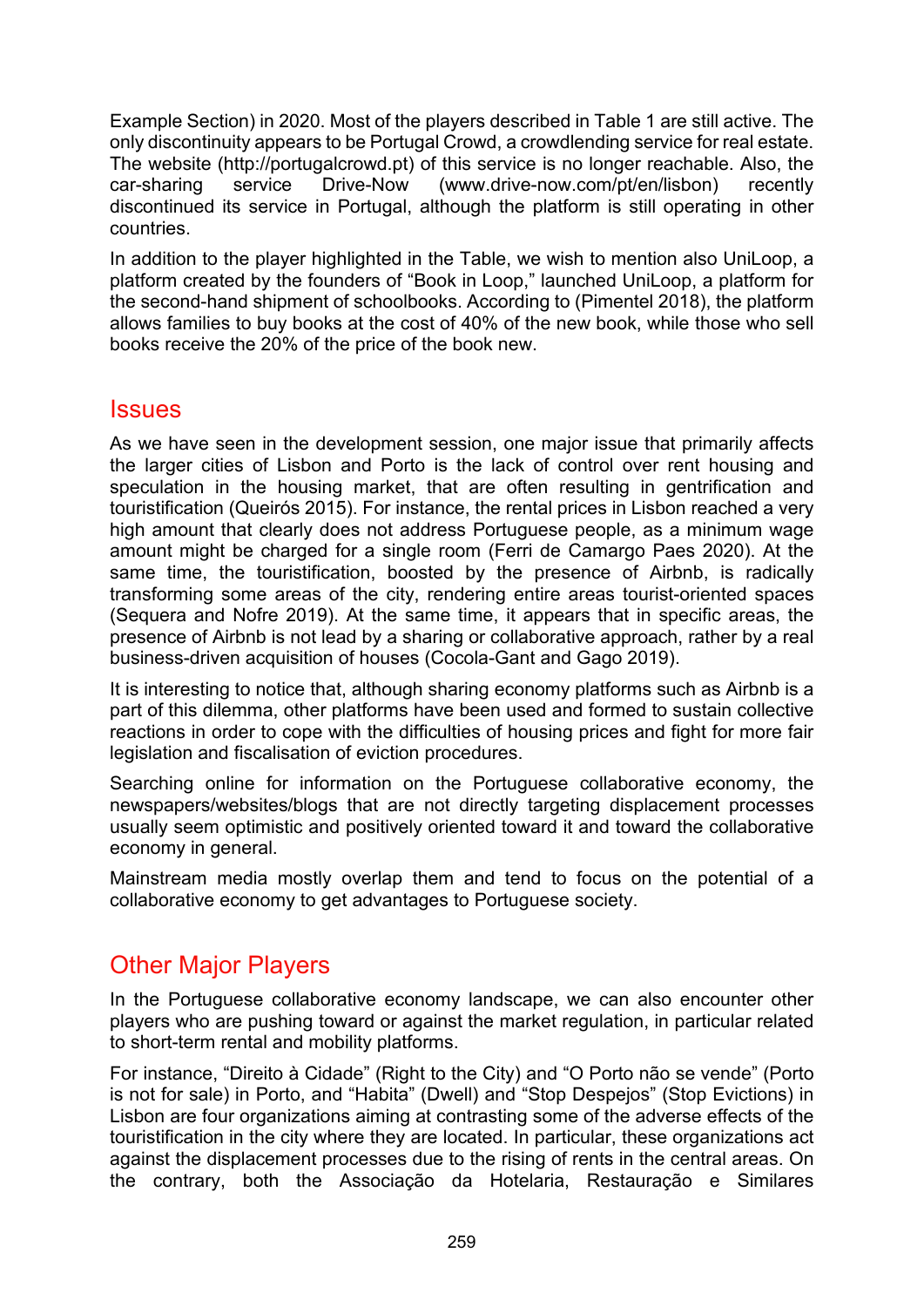Example Section) in 2020. Most of the players described in Table 1 are still active. The only discontinuity appears to be Portugal Crowd, a crowdlending service for real estate. The website (http://portugalcrowd.pt) of this service is no longer reachable. Also, the car-sharing service Drive-Now (www.drive-now.com/pt/en/lisbon) recently discontinued its service in Portugal, although the platform is still operating in other countries.

In addition to the player highlighted in the Table, we wish to mention also UniLoop, a platform created by the founders of "Book in Loop," launched UniLoop, a platform for the second-hand shipment of schoolbooks. According to (Pimentel 2018), the platform allows families to buy books at the cost of 40% of the new book, while those who sell books receive the 20% of the price of the book new.

## Issues

As we have seen in the development session, one major issue that primarily affects the larger cities of Lisbon and Porto is the lack of control over rent housing and speculation in the housing market, that are often resulting in gentrification and touristification (Queirós 2015). For instance, the rental prices in Lisbon reached a very high amount that clearly does not address Portuguese people, as a minimum wage amount might be charged for a single room (Ferri de Camargo Paes 2020). At the same time, the touristification, boosted by the presence of Airbnb, is radically transforming some areas of the city, rendering entire areas tourist-oriented spaces (Sequera and Nofre 2019). At the same time, it appears that in specific areas, the presence of Airbnb is not lead by a sharing or collaborative approach, rather by a real business-driven acquisition of houses (Cocola-Gant and Gago 2019).

It is interesting to notice that, although sharing economy platforms such as Airbnb is a part of this dilemma, other platforms have been used and formed to sustain collective reactions in order to cope with the difficulties of housing prices and fight for more fair legislation and fiscalisation of eviction procedures.

Searching online for information on the Portuguese collaborative economy, the newspapers/websites/blogs that are not directly targeting displacement processes usually seem optimistic and positively oriented toward it and toward the collaborative economy in general.

Mainstream media mostly overlap them and tend to focus on the potential of a collaborative economy to get advantages to Portuguese society.

## Other Major Players

In the Portuguese collaborative economy landscape, we can also encounter other players who are pushing toward or against the market regulation, in particular related to short-term rental and mobility platforms.

For instance, "Direito à Cidade" (Right to the City) and "O Porto não se vende" (Porto is not for sale) in Porto, and "Habita" (Dwell) and "Stop Despejos" (Stop Evictions) in Lisbon are four organizations aiming at contrasting some of the adverse effects of the touristification in the city where they are located. In particular, these organizations act against the displacement processes due to the rising of rents in the central areas. On the contrary, both the Associação da Hotelaria, Restauração e Similares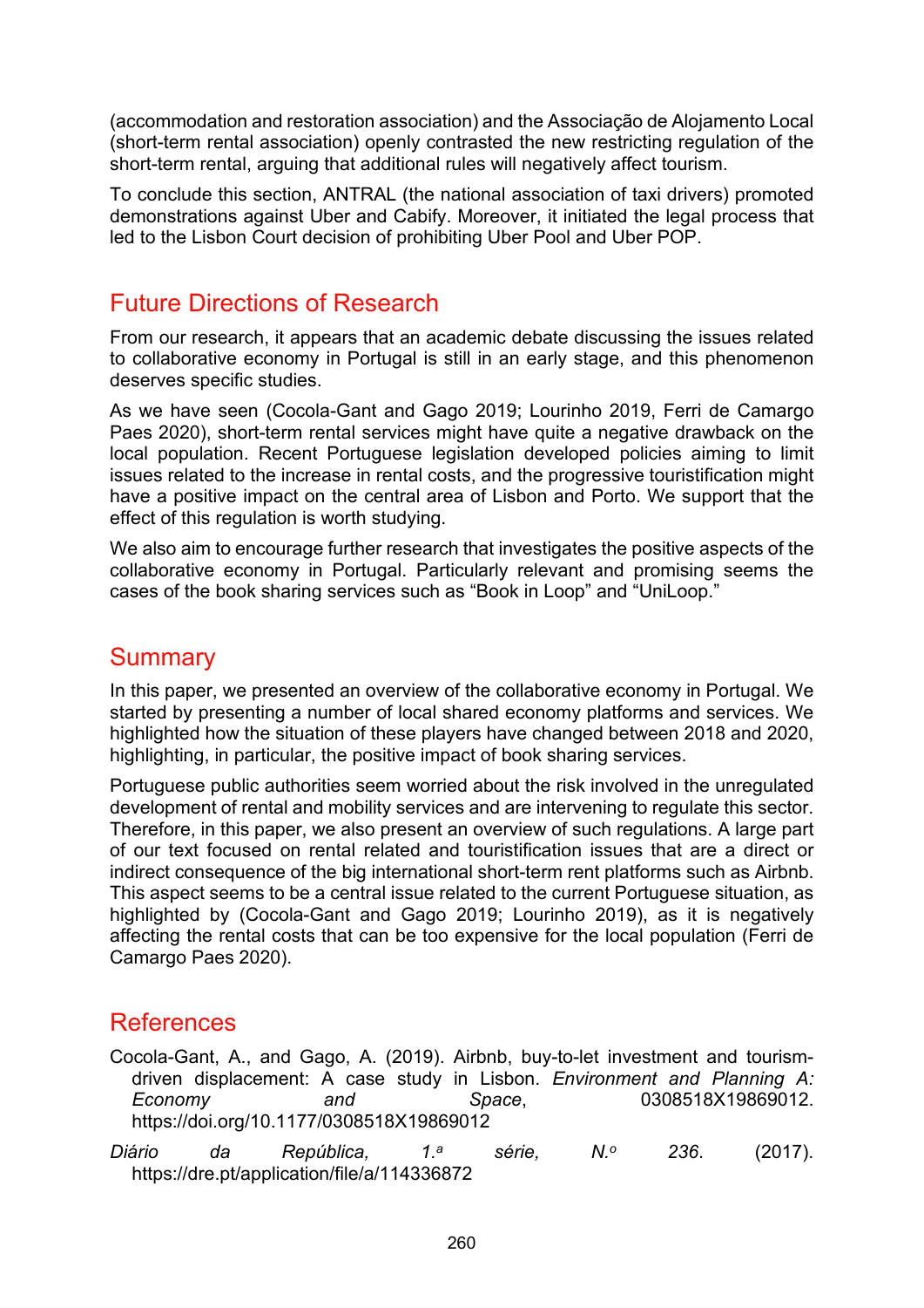(accommodation and restoration association) and the Associação de Alojamento Local (short-term rental association) openly contrasted the new restricting regulation of the short-term rental, arguing that additional rules will negatively affect tourism.

To conclude this section, ANTRAL (the national association of taxi drivers) promoted demonstrations against Uber and Cabify. Moreover, it initiated the legal process that led to the Lisbon Court decision of prohibiting Uber Pool and Uber POP.

## Future Directions of Research

From our research, it appears that an academic debate discussing the issues related to collaborative economy in Portugal is still in an early stage, and this phenomenon deserves specific studies.

As we have seen (Cocola-Gant and Gago 2019; Lourinho 2019, Ferri de Camargo Paes 2020), short-term rental services might have quite a negative drawback on the local population. Recent Portuguese legislation developed policies aiming to limit issues related to the increase in rental costs, and the progressive touristification might have a positive impact on the central area of Lisbon and Porto. We support that the effect of this regulation is worth studying.

We also aim to encourage further research that investigates the positive aspects of the collaborative economy in Portugal. Particularly relevant and promising seems the cases of the book sharing services such as "Book in Loop" and "UniLoop."

## Summary

In this paper, we presented an overview of the collaborative economy in Portugal. We started by presenting a number of local shared economy platforms and services. We highlighted how the situation of these players have changed between 2018 and 2020, highlighting, in particular, the positive impact of book sharing services.

Portuguese public authorities seem worried about the risk involved in the unregulated development of rental and mobility services and are intervening to regulate this sector. Therefore, in this paper, we also present an overview of such regulations. A large part of our text focused on rental related and touristification issues that are a direct or indirect consequence of the big international short-term rent platforms such as Airbnb. This aspect seems to be a central issue related to the current Portuguese situation, as highlighted by (Cocola-Gant and Gago 2019; Lourinho 2019), as it is negatively affecting the rental costs that can be too expensive for the local population (Ferri de Camargo Paes 2020).

## References

Cocola-Gant, A., and Gago, A. (2019). Airbnb, buy-to-let investment and tourism-driven displacement: A case study in Lisbon. *Environment and Planning A: Economy and Space*, 0308518X19869012. https://doi.org/10.1177/0308518X19869012

*Diário da República, 1.ª série, N.º 236*. (2017). https://dre.pt/application/file/a/114336872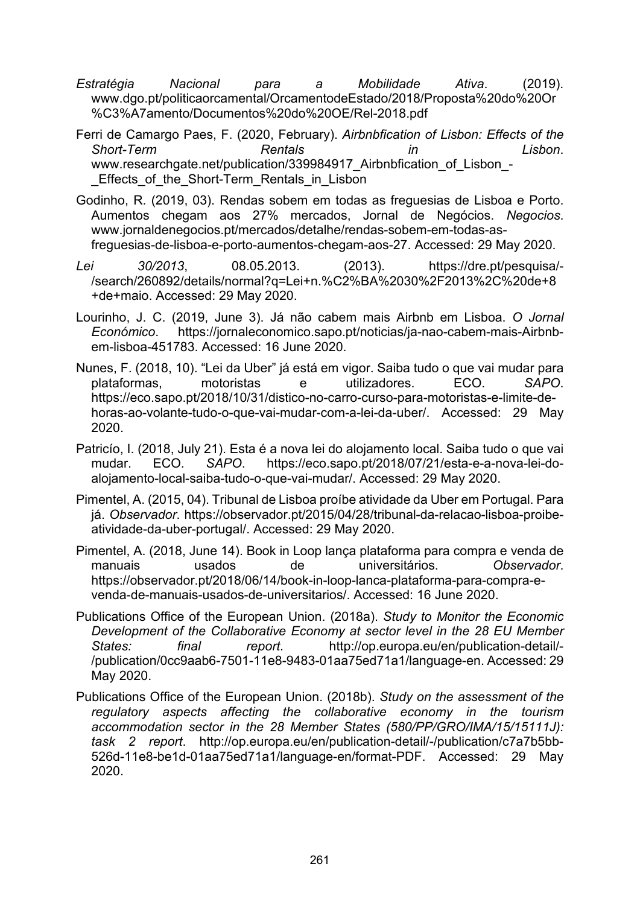*Estratégia Nacional para a Mobilidade Ativa*. (2019). www.dgo.pt/politicaorcamental/OrcamentodeEstado/2018/Proposta%20do%20Or%C3%A7amento/Documentos%20do%20OE/Rel-2018.pdf

Ferri de Camargo Paes, F. (2020, February). *Airbnbfication of Lisbon: Effects of the Short-Term Rentals in Lisbon*. www.researchgate.net/publication/339984917_Airbnbfication_of_Lisbon_-_Effects_of_the_Short-Term_Rentals_in_Lisbon

Godinho, R. (2019, 03). Rendas sobem em todas as freguesias de Lisboa e Porto. Aumentos chegam aos 27% mercados, Jornal de Negócios. *Negocios*. www.jornaldenegocios.pt/mercados/detalhe/rendas-sobem-em-todas-as-freguesias-de-lisboa-e-porto-aumentos-chegam-aos-27. Accessed: 29 May 2020.

*Lei 30/2013*, 08.05.2013. (2013). https://dre.pt/pesquisa/-/search/260892/details/normal?q=Lei+n.%C2%BA%2030%2F2013%2C%20de+8+de+maio. Accessed: 29 May 2020.

Lourinho, J. C. (2019, June 3). Já não cabem mais Airbnb em Lisboa. *O Jornal Económico*. https://jornaleconomico.sapo.pt/noticias/ja-nao-cabem-mais-Airbnb-em-lisboa-451783. Accessed: 16 June 2020.

Nunes, F. (2018, 10). "Lei da Uber" já está em vigor. Saiba tudo o que vai mudar para plataformas, motoristas e utilizadores. ECO. *SAPO*. https://eco.sapo.pt/2018/10/31/distico-no-carro-curso-para-motoristas-e-limite-de-horas-ao-volante-tudo-o-que-vai-mudar-com-a-lei-da-uber/. Accessed: 29 May 2020.

Patricío, I. (2018, July 21). Esta é a nova lei do alojamento local. Saiba tudo o que vai mudar. ECO. *SAPO*. https://eco.sapo.pt/2018/07/21/esta-e-a-nova-lei-do-alojamento-local-saiba-tudo-o-que-vai-mudar/. Accessed: 29 May 2020.

Pimentel, A. (2015, 04). Tribunal de Lisboa proíbe atividade da Uber em Portugal. Para já. *Observador*. https://observador.pt/2015/04/28/tribunal-da-relacao-lisboa-proibe-atividade-da-uber-portugal/. Accessed: 29 May 2020.

Pimentel, A. (2018, June 14). Book in Loop lança plataforma para compra e venda de manuais usados de universitários. *Observador*. https://observador.pt/2018/06/14/book-in-loop-lanca-plataforma-para-compra-e-venda-de-manuais-usados-de-universitarios/. Accessed: 16 June 2020.

Publications Office of the European Union. (2018a). *Study to Monitor the Economic Development of the Collaborative Economy at sector level in the 28 EU Member States: final report*. http://op.europa.eu/en/publication-detail/-/publication/0cc9aab6-7501-11e8-9483-01aa75ed71a1/language-en. Accessed: 29 May 2020.

Publications Office of the European Union. (2018b). *Study on the assessment of the regulatory aspects affecting the collaborative economy in the tourism accommodation sector in the 28 Member States (580/PP/GRO/IMA/15/15111J): task 2 report*. http://op.europa.eu/en/publication-detail/-/publication/c7a7b5bb-526d-11e8-be1d-01aa75ed71a1/language-en/format-PDF. Accessed: 29 May 2020.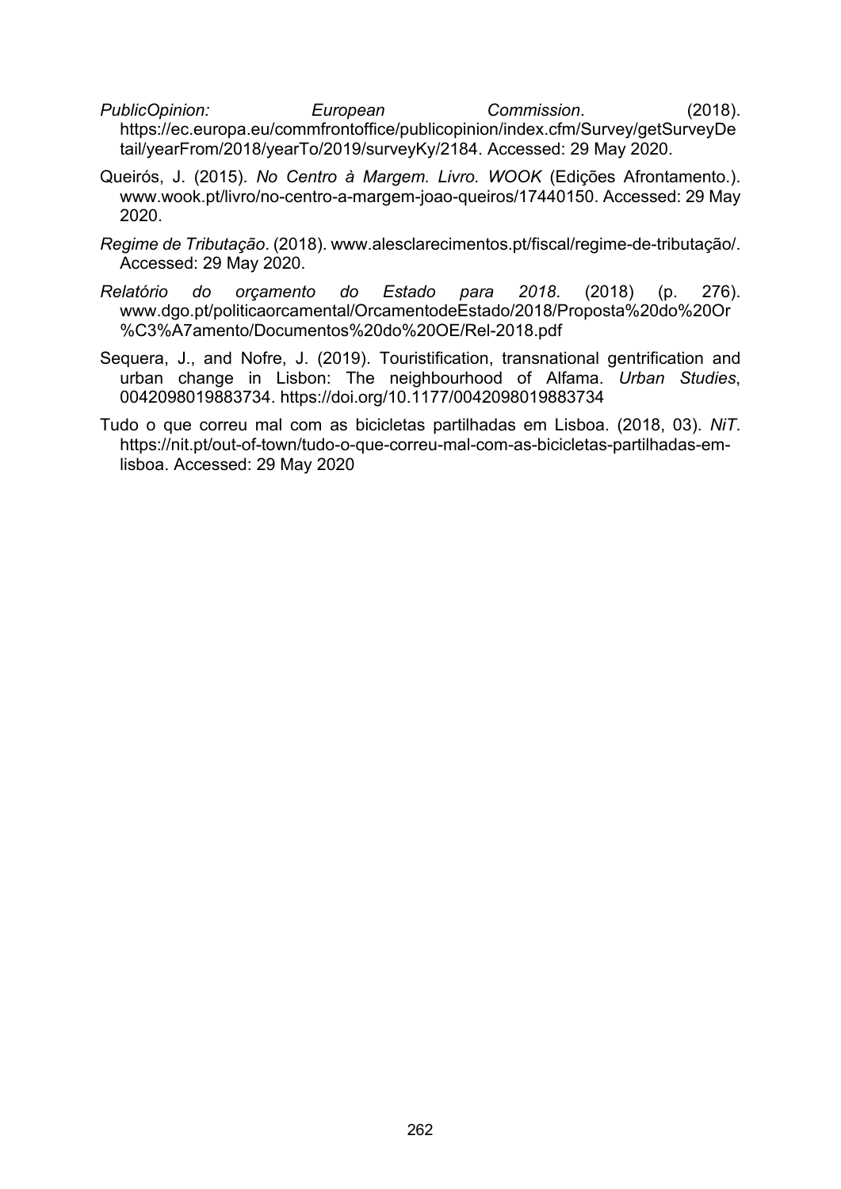*PublicOpinion: European Commission*. (2018). https://ec.europa.eu/commfrontoffice/publicopinion/index.cfm/Survey/getSurveyDetail/yearFrom/2018/yearTo/2019/surveyKy/2184. Accessed: 29 May 2020.

Queirós, J. (2015). *No Centro à Margem. Livro. WOOK* (Edições Afrontamento.). www.wook.pt/livro/no-centro-a-margem-joao-queiros/17440150. Accessed: 29 May 2020.

*Regime de Tributação*. (2018). www.alesclarecimentos.pt/fiscal/regime-de-tributação/. Accessed: 29 May 2020.

*Relatório do orçamento do Estado para 2018*. (2018) (p. 276). www.dgo.pt/politicaorcamental/OrcamentodeEstado/2018/Proposta%20do%20Or%C3%A7amento/Documentos%20do%20OE/Rel-2018.pdf

Sequera, J., and Nofre, J. (2019). Touristification, transnational gentrification and urban change in Lisbon: The neighbourhood of Alfama. *Urban Studies*, 0042098019883734. https://doi.org/10.1177/0042098019883734

Tudo o que correu mal com as bicicletas partilhadas em Lisboa. (2018, 03). *NiT*. https://nit.pt/out-of-town/tudo-o-que-correu-mal-com-as-bicicletas-partilhadas-em-lisboa. Accessed: 29 May 2020